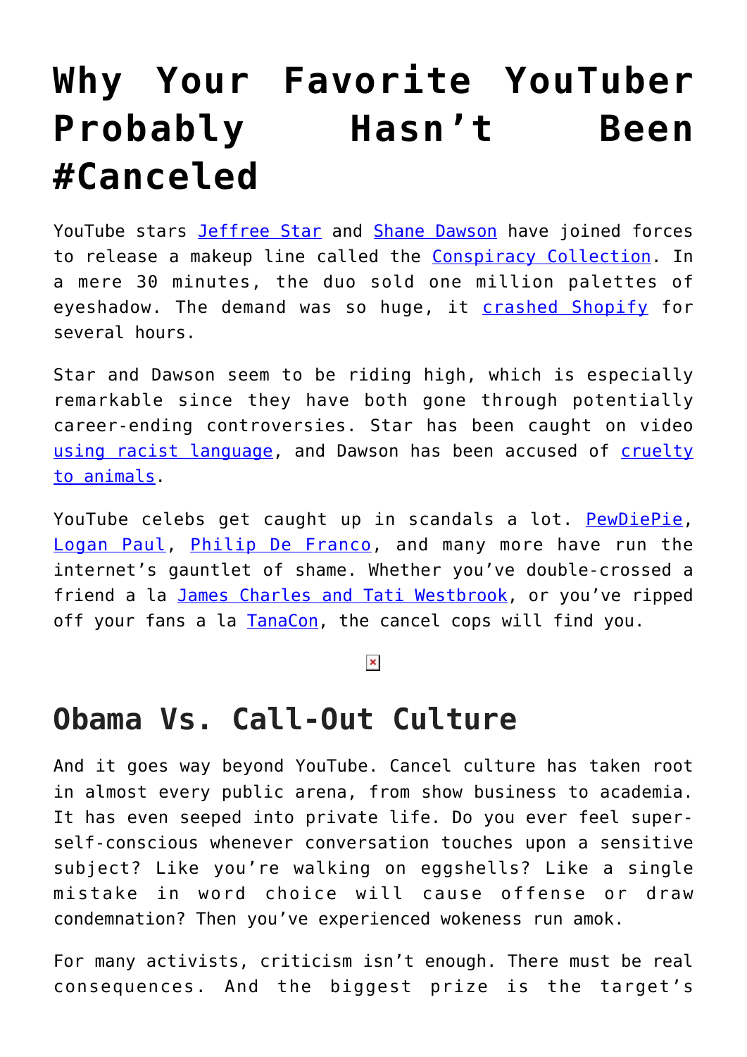# Why Your Favorite YouTuber Probably Hasn't Been #Canceled

YouTube stars Jeffree Star and Shane Dawson have joined forces to release a makeup line called the Conspiracy Collection. In a mere 30 minutes, the duo sold one million palettes of eyeshadow. The demand was so huge, it crashed Shopify for several hours.

Star and Dawson seem to be riding high, which is especially remarkable since they have both gone through potentially career-ending controversies. Star has been caught on video using racist language, and Dawson has been accused of cruelty to animals.

YouTube celebs get caught up in scandals a lot. PewDiePie, Logan Paul, Philip De Franco, and many more have run the internet's gauntlet of shame. Whether you've double-crossed a friend a la James Charles and Tati Westbrook, or you've ripped off your fans a la TanaCon, the cancel cops will find you.

## Obama Vs. Call-Out Culture

And it goes way beyond YouTube. Cancel culture has taken root in almost every public arena, from show business to academia. It has even seeped into private life. Do you ever feel super-self-conscious whenever conversation touches upon a sensitive subject? Like you're walking on eggshells? Like a single mistake in word choice will cause offense or draw condemnation? Then you've experienced wokeness run amok.

For many activists, criticism isn't enough. There must be real consequences. And the biggest prize is the target's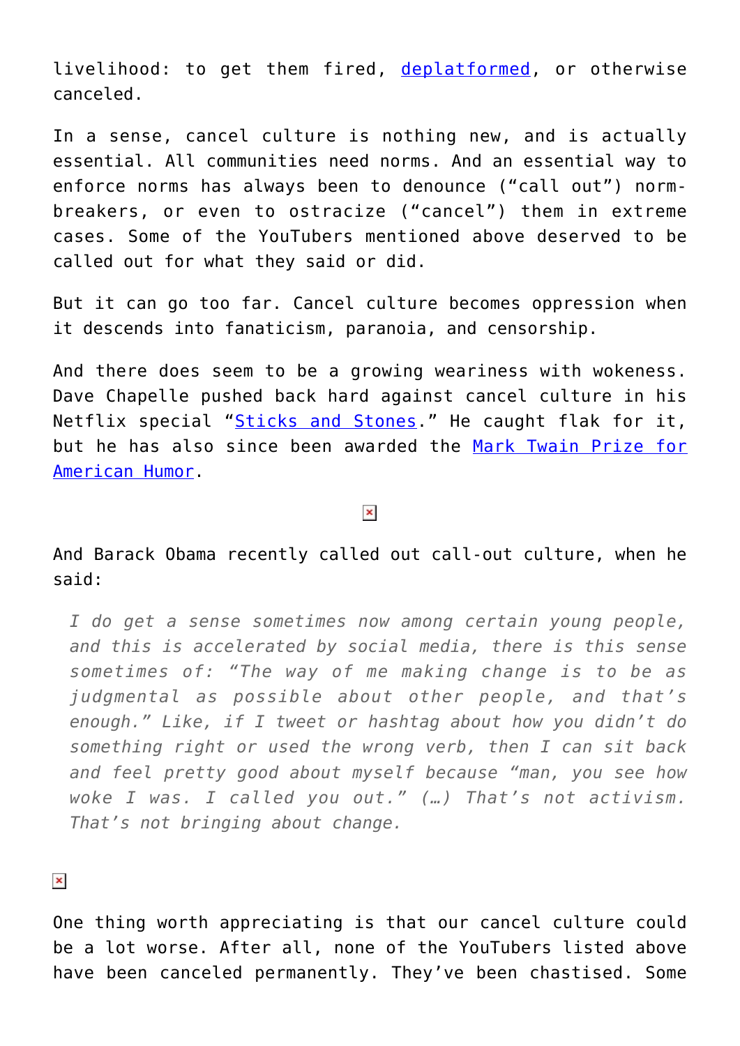livelihood: to get them fired, deplatformed, or otherwise canceled.

In a sense, cancel culture is nothing new, and is actually essential. All communities need norms. And an essential way to enforce norms has always been to denounce ("call out") norm-breakers, or even to ostracize ("cancel") them in extreme cases. Some of the YouTubers mentioned above deserved to be called out for what they said or did.

But it can go too far. Cancel culture becomes oppression when it descends into fanaticism, paranoia, and censorship.

And there does seem to be a growing weariness with wokeness. Dave Chapelle pushed back hard against cancel culture in his Netflix special "Sticks and Stones." He caught flak for it, but he has also since been awarded the Mark Twain Prize for American Humor.

And Barack Obama recently called out call-out culture, when he said:

> *I do get a sense sometimes now among certain young people, and this is accelerated by social media, there is this sense sometimes of: "The way of me making change is to be as judgmental as possible about other people, and that's enough." Like, if I tweet or hashtag about how you didn't do something right or used the wrong verb, then I can sit back and feel pretty good about myself because "man, you see how woke I was. I called you out." (…) That's not activism. That's not bringing about change.*

One thing worth appreciating is that our cancel culture could be a lot worse. After all, none of the YouTubers listed above have been canceled permanently. They've been chastised. Some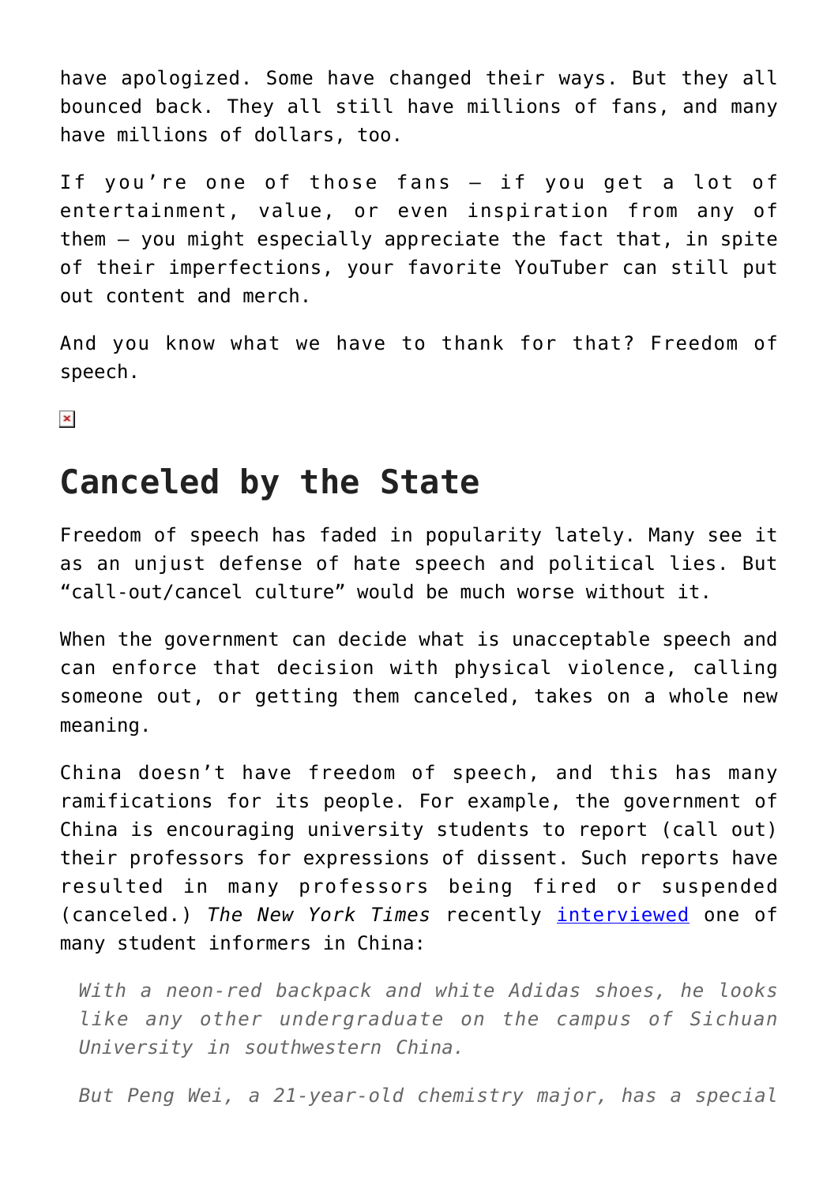have apologized. Some have changed their ways. But they all bounced back. They all still have millions of fans, and many have millions of dollars, too.

If you're one of those fans – if you get a lot of entertainment, value, or even inspiration from any of them – you might especially appreciate the fact that, in spite of their imperfections, your favorite YouTuber can still put out content and merch.

And you know what we have to thank for that? Freedom of speech.

## Canceled by the State

Freedom of speech has faded in popularity lately. Many see it as an unjust defense of hate speech and political lies. But "call-out/cancel culture" would be much worse without it.

When the government can decide what is unacceptable speech and can enforce that decision with physical violence, calling someone out, or getting them canceled, takes on a whole new meaning.

China doesn't have freedom of speech, and this has many ramifications for its people. For example, the government of China is encouraging university students to report (call out) their professors for expressions of dissent. Such reports have resulted in many professors being fired or suspended (canceled.) *The New York Times* recently [interviewed](https://www.nytimes.com) one of many student informers in China:

> *With a neon-red backpack and white Adidas shoes, he looks like any other undergraduate on the campus of Sichuan University in southwestern China.*
>
> *But Peng Wei, a 21-year-old chemistry major, has a special*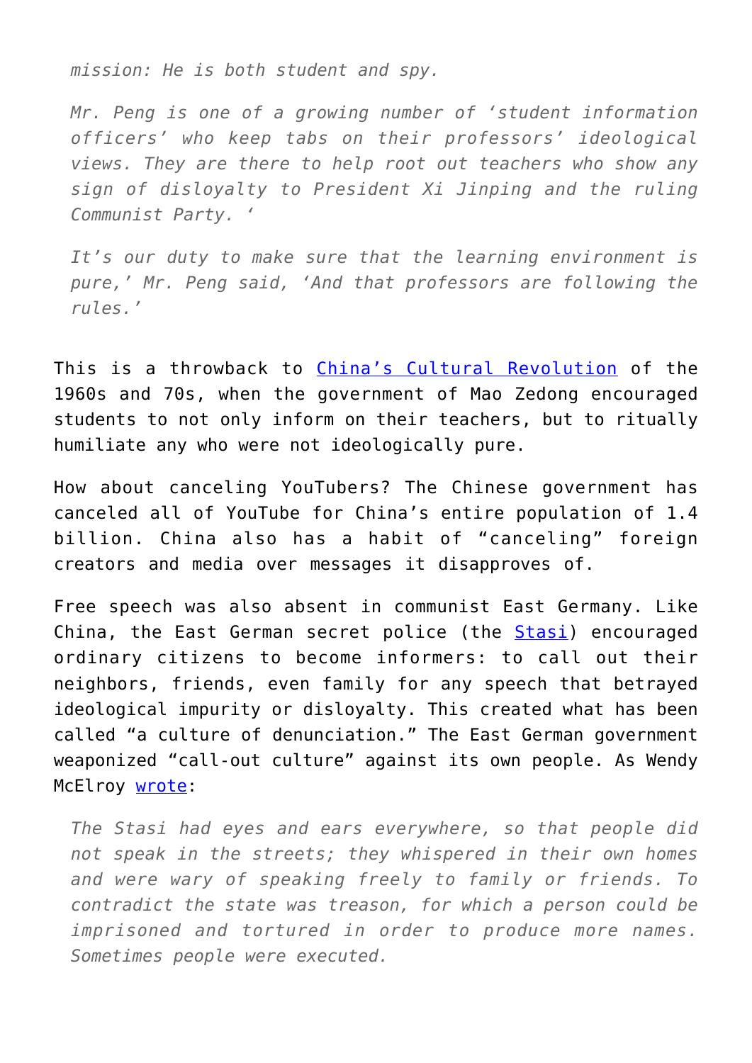*mission: He is both student and spy.*

> *Mr. Peng is one of a growing number of 'student information officers' who keep tabs on their professors' ideological views. They are there to help root out teachers who show any sign of disloyalty to President Xi Jinping and the ruling Communist Party. '*
>
> *It's our duty to make sure that the learning environment is pure,' Mr. Peng said, 'And that professors are following the rules.'*

This is a throwback to [China's Cultural Revolution]() of the 1960s and 70s, when the government of Mao Zedong encouraged students to not only inform on their teachers, but to ritually humiliate any who were not ideologically pure.

How about canceling YouTubers? The Chinese government has canceled all of YouTube for China's entire population of 1.4 billion. China also has a habit of "canceling" foreign creators and media over messages it disapproves of.

Free speech was also absent in communist East Germany. Like China, the East German secret police (the [Stasi]()) encouraged ordinary citizens to become informers: to call out their neighbors, friends, even family for any speech that betrayed ideological impurity or disloyalty. This created what has been called "a culture of denunciation." The East German government weaponized "call-out culture" against its own people. As Wendy McElroy [wrote]():

> *The Stasi had eyes and ears everywhere, so that people did not speak in the streets; they whispered in their own homes and were wary of speaking freely to family or friends. To contradict the state was treason, for which a person could be imprisoned and tortured in order to produce more names. Sometimes people were executed.*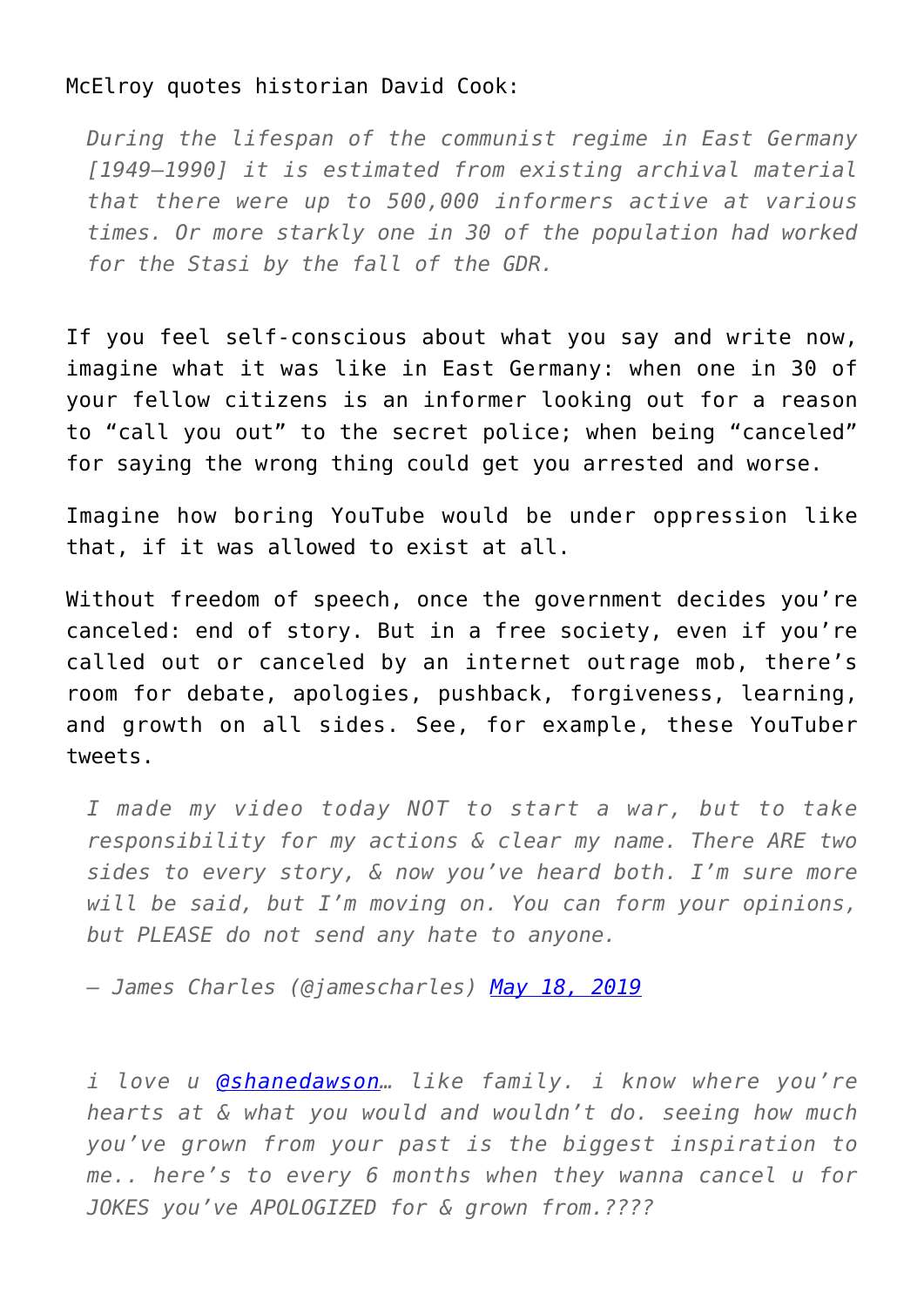McElroy quotes historian David Cook:

> *During the lifespan of the communist regime in East Germany [1949–1990] it is estimated from existing archival material that there were up to 500,000 informers active at various times. Or more starkly one in 30 of the population had worked for the Stasi by the fall of the GDR.*

If you feel self-conscious about what you say and write now, imagine what it was like in East Germany: when one in 30 of your fellow citizens is an informer looking out for a reason to "call you out" to the secret police; when being "canceled" for saying the wrong thing could get you arrested and worse.

Imagine how boring YouTube would be under oppression like that, if it was allowed to exist at all.

Without freedom of speech, once the government decides you're canceled: end of story. But in a free society, even if you're called out or canceled by an internet outrage mob, there's room for debate, apologies, pushback, forgiveness, learning, and growth on all sides. See, for example, these YouTuber tweets.

> *I made my video today NOT to start a war, but to take responsibility for my actions & clear my name. There ARE two sides to every story, & now you've heard both. I'm sure more will be said, but I'm moving on. You can form your opinions, but PLEASE do not send any hate to anyone.*
>
> *— James Charles (@jamescharles) [May 18, 2019]()*

> *i love u [@shanedawson]()… like family. i know where you're hearts at & what you would and wouldn't do. seeing how much you've grown from your past is the biggest inspiration to me.. here's to every 6 months when they wanna cancel u for JOKES you've APOLOGIZED for & grown from.????*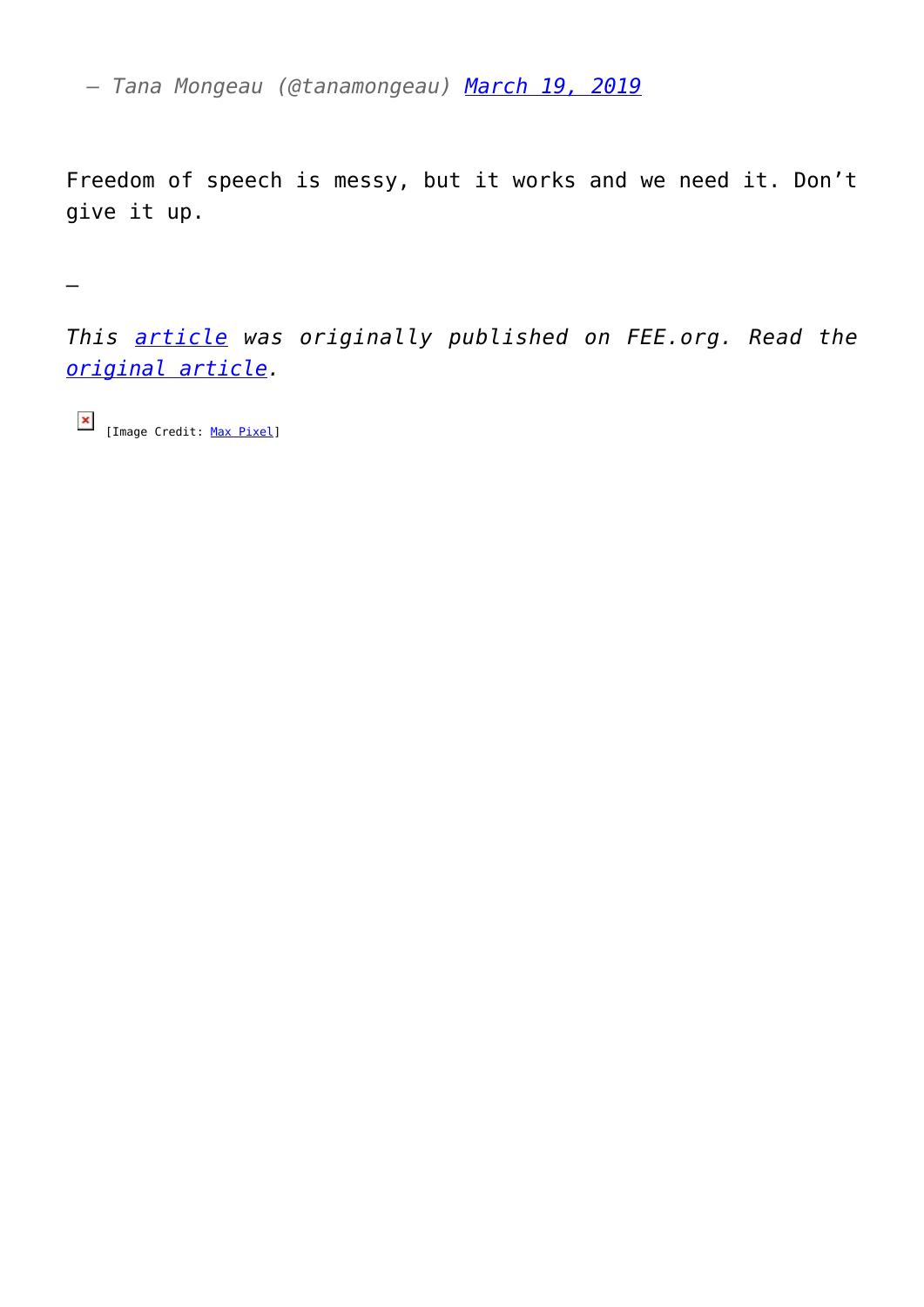— *Tana Mongeau (@tanamongeau) March 19, 2019*

Freedom of speech is messy, but it works and we need it. Don't give it up.

—

*This article was originally published on FEE.org. Read the original article.*

[Image Credit: Max Pixel]